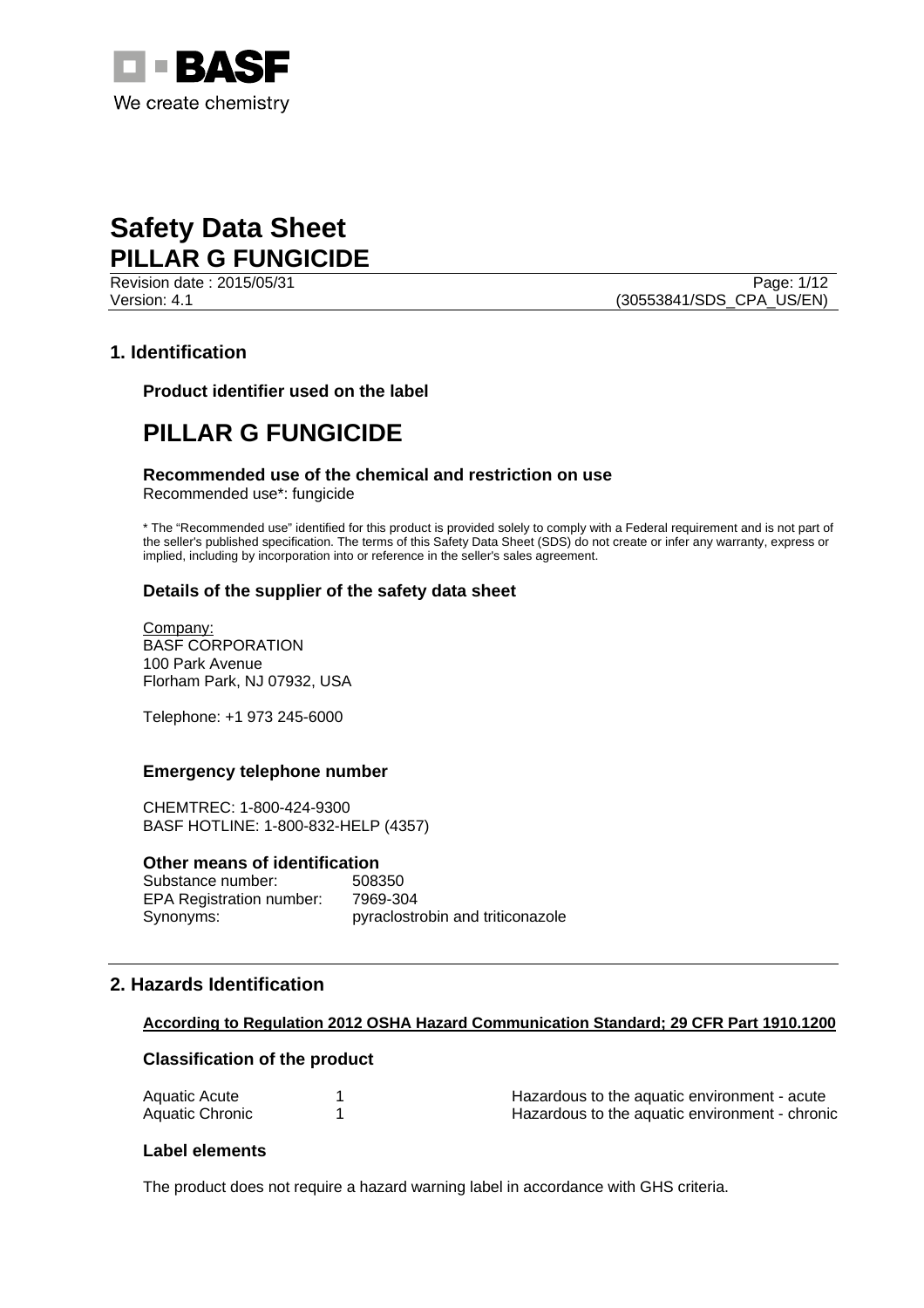# Safety Data Sheet
# PILLAR G FUNGICIDE

Revision date : 2015/05/31
Version: 4.1
(30553841/SDS_CPA_US/EN)

## 1. Identification

### Product identifier used on the label

## PILLAR G FUNGICIDE

### Recommended use of the chemical and restriction on use

Recommended use*: fungicide

* The "Recommended use" identified for this product is provided solely to comply with a Federal requirement and is not part of the seller's published specification. The terms of this Safety Data Sheet (SDS) do not create or infer any warranty, express or implied, including by incorporation into or reference in the seller's sales agreement.

### Details of the supplier of the safety data sheet

Company:
BASF CORPORATION
100 Park Avenue
Florham Park, NJ 07932, USA

Telephone: +1 973 245-6000

### Emergency telephone number

CHEMTREC: 1-800-424-9300
BASF HOTLINE: 1-800-832-HELP (4357)

### Other means of identification

| | |
|---|---|
| Substance number: | 508350 |
| EPA Registration number: | 7969-304 |
| Synonyms: | pyraclostrobin and triticonazole |

## 2. Hazards Identification

**According to Regulation 2012 OSHA Hazard Communication Standard; 29 CFR Part 1910.1200**

### Classification of the product

| | | |
|---|---|---|
| Aquatic Acute | 1 | Hazardous to the aquatic environment - acute |
| Aquatic Chronic | 1 | Hazardous to the aquatic environment - chronic |

### Label elements

The product does not require a hazard warning label in accordance with GHS criteria.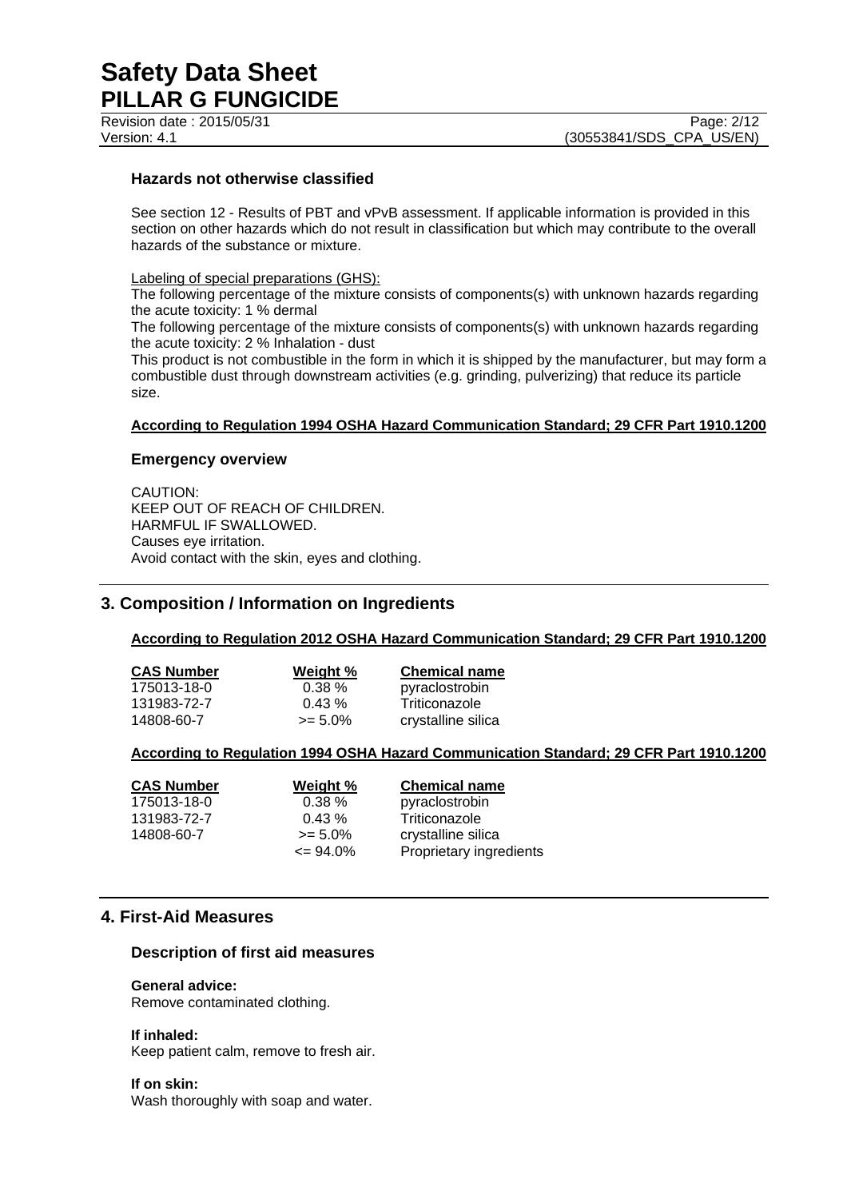### Hazards not otherwise classified

See section 12 - Results of PBT and vPvB assessment. If applicable information is provided in this section on other hazards which do not result in classification but which may contribute to the overall hazards of the substance or mixture.

Labeling of special preparations (GHS):
The following percentage of the mixture consists of components(s) with unknown hazards regarding the acute toxicity: 1 % dermal
The following percentage of the mixture consists of components(s) with unknown hazards regarding the acute toxicity: 2 % Inhalation - dust
This product is not combustible in the form in which it is shipped by the manufacturer, but may form a combustible dust through downstream activities (e.g. grinding, pulverizing) that reduce its particle size.

**According to Regulation 1994 OSHA Hazard Communication Standard; 29 CFR Part 1910.1200**

### Emergency overview

CAUTION:
KEEP OUT OF REACH OF CHILDREN.
HARMFUL IF SWALLOWED.
Causes eye irritation.
Avoid contact with the skin, eyes and clothing.

## 3. Composition / Information on Ingredients

**According to Regulation 2012 OSHA Hazard Communication Standard; 29 CFR Part 1910.1200**

| CAS Number | Weight % | Chemical name |
|---|---|---|
| 175013-18-0 | 0.38 % | pyraclostrobin |
| 131983-72-7 | 0.43 % | Triticonazole |
| 14808-60-7 | >= 5.0% | crystalline silica |

**According to Regulation 1994 OSHA Hazard Communication Standard; 29 CFR Part 1910.1200**

| CAS Number | Weight % | Chemical name |
|---|---|---|
| 175013-18-0 | 0.38 % | pyraclostrobin |
| 131983-72-7 | 0.43 % | Triticonazole |
| 14808-60-7 | >= 5.0% | crystalline silica |
| | <= 94.0% | Proprietary ingredients |

## 4. First-Aid Measures

### Description of first aid measures

**General advice:**
Remove contaminated clothing.

**If inhaled:**
Keep patient calm, remove to fresh air.

**If on skin:**
Wash thoroughly with soap and water.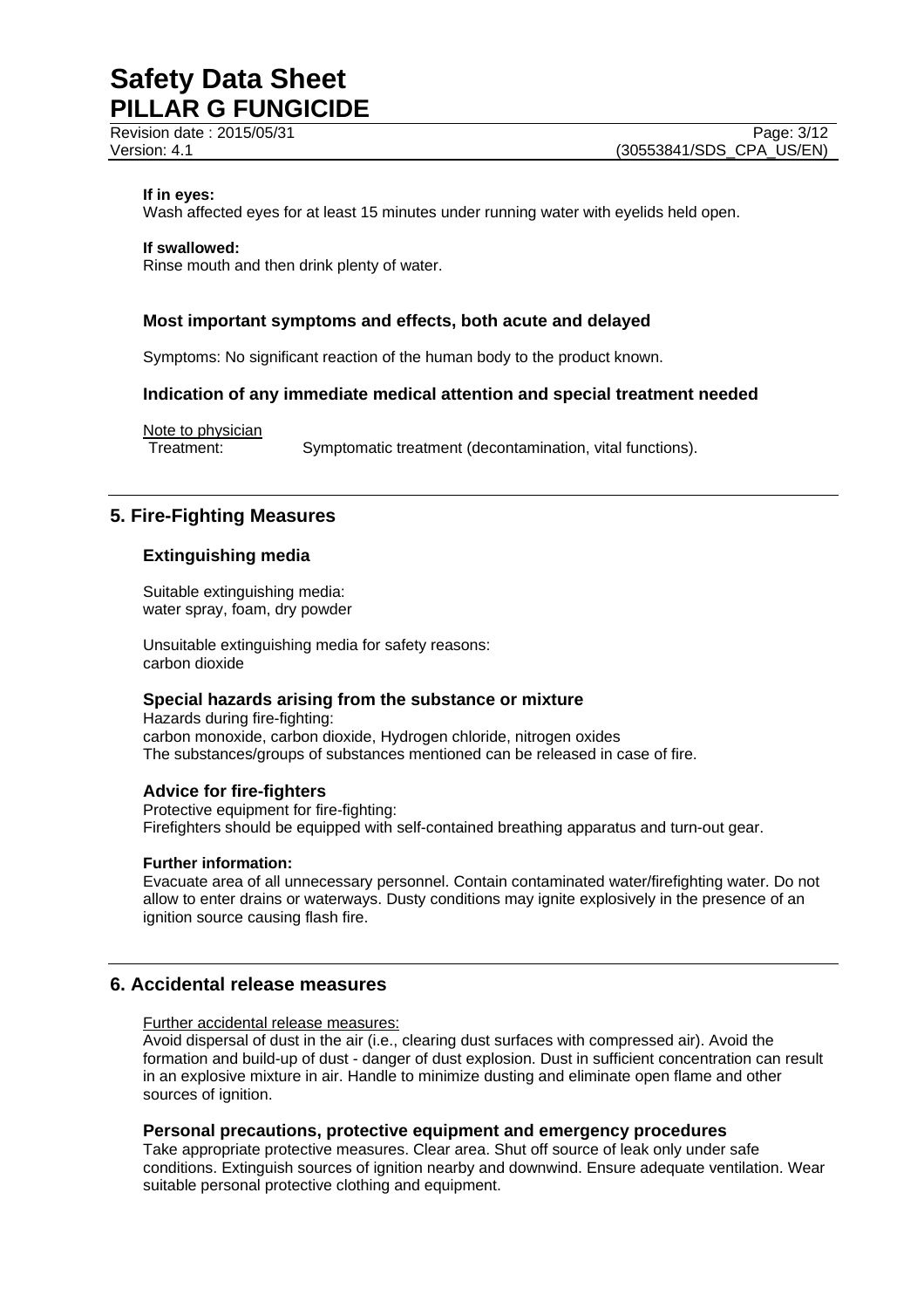**If in eyes:**
Wash affected eyes for at least 15 minutes under running water with eyelids held open.

**If swallowed:**
Rinse mouth and then drink plenty of water.

### Most important symptoms and effects, both acute and delayed

Symptoms: No significant reaction of the human body to the product known.

### Indication of any immediate medical attention and special treatment needed

Note to physician
Treatment: Symptomatic treatment (decontamination, vital functions).

## 5. Fire-Fighting Measures

### Extinguishing media

Suitable extinguishing media:
water spray, foam, dry powder

Unsuitable extinguishing media for safety reasons:
carbon dioxide

### Special hazards arising from the substance or mixture

Hazards during fire-fighting:
carbon monoxide, carbon dioxide, Hydrogen chloride, nitrogen oxides
The substances/groups of substances mentioned can be released in case of fire.

### Advice for fire-fighters

Protective equipment for fire-fighting:
Firefighters should be equipped with self-contained breathing apparatus and turn-out gear.

**Further information:**
Evacuate area of all unnecessary personnel. Contain contaminated water/firefighting water. Do not allow to enter drains or waterways. Dusty conditions may ignite explosively in the presence of an ignition source causing flash fire.

## 6. Accidental release measures

Further accidental release measures:
Avoid dispersal of dust in the air (i.e., clearing dust surfaces with compressed air). Avoid the formation and build-up of dust - danger of dust explosion. Dust in sufficient concentration can result in an explosive mixture in air. Handle to minimize dusting and eliminate open flame and other sources of ignition.

### Personal precautions, protective equipment and emergency procedures

Take appropriate protective measures. Clear area. Shut off source of leak only under safe conditions. Extinguish sources of ignition nearby and downwind. Ensure adequate ventilation. Wear suitable personal protective clothing and equipment.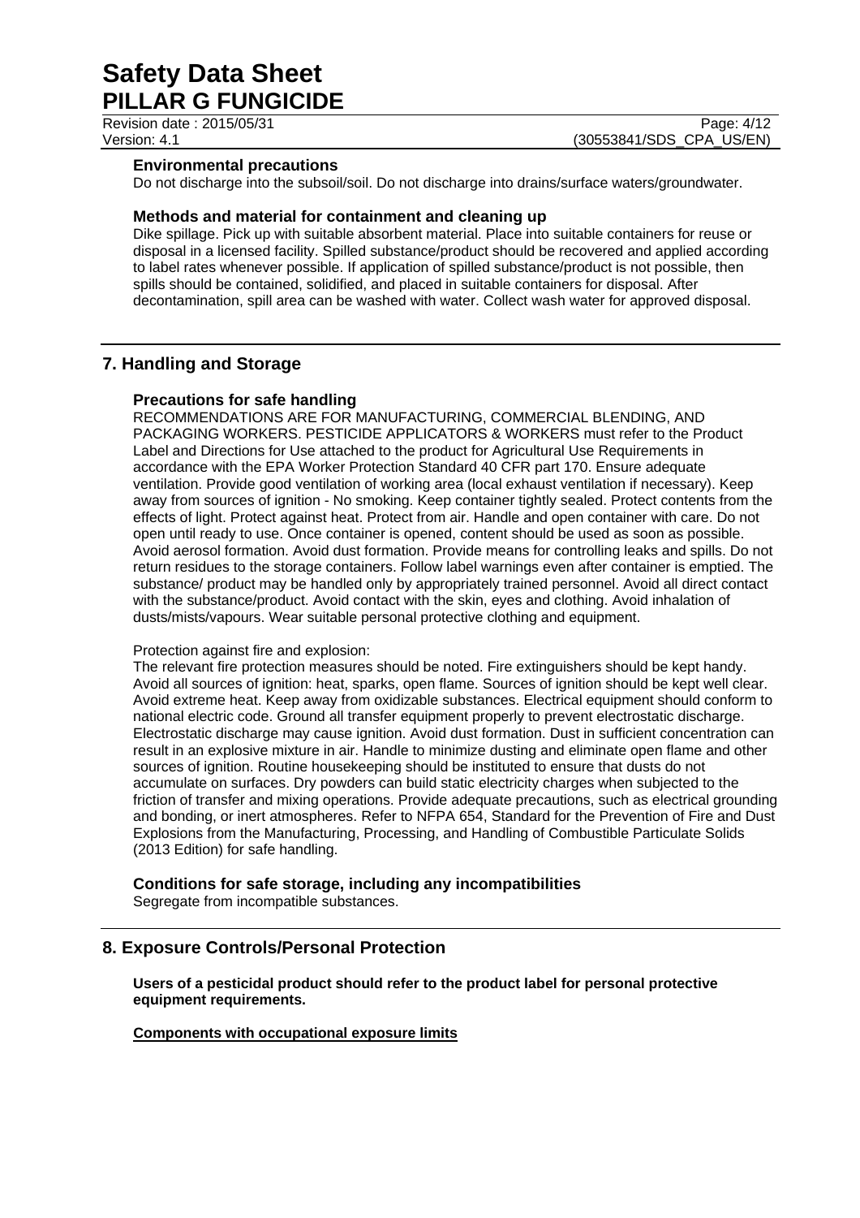### Environmental precautions

Do not discharge into the subsoil/soil. Do not discharge into drains/surface waters/groundwater.

### Methods and material for containment and cleaning up

Dike spillage. Pick up with suitable absorbent material. Place into suitable containers for reuse or disposal in a licensed facility. Spilled substance/product should be recovered and applied according to label rates whenever possible. If application of spilled substance/product is not possible, then spills should be contained, solidified, and placed in suitable containers for disposal. After decontamination, spill area can be washed with water. Collect wash water for approved disposal.

## 7. Handling and Storage

### Precautions for safe handling

RECOMMENDATIONS ARE FOR MANUFACTURING, COMMERCIAL BLENDING, AND PACKAGING WORKERS. PESTICIDE APPLICATORS & WORKERS must refer to the Product Label and Directions for Use attached to the product for Agricultural Use Requirements in accordance with the EPA Worker Protection Standard 40 CFR part 170. Ensure adequate ventilation. Provide good ventilation of working area (local exhaust ventilation if necessary). Keep away from sources of ignition - No smoking. Keep container tightly sealed. Protect contents from the effects of light. Protect against heat. Protect from air. Handle and open container with care. Do not open until ready to use. Once container is opened, content should be used as soon as possible. Avoid aerosol formation. Avoid dust formation. Provide means for controlling leaks and spills. Do not return residues to the storage containers. Follow label warnings even after container is emptied. The substance/ product may be handled only by appropriately trained personnel. Avoid all direct contact with the substance/product. Avoid contact with the skin, eyes and clothing. Avoid inhalation of dusts/mists/vapours. Wear suitable personal protective clothing and equipment.

Protection against fire and explosion:

The relevant fire protection measures should be noted. Fire extinguishers should be kept handy. Avoid all sources of ignition: heat, sparks, open flame. Sources of ignition should be kept well clear. Avoid extreme heat. Keep away from oxidizable substances. Electrical equipment should conform to national electric code. Ground all transfer equipment properly to prevent electrostatic discharge. Electrostatic discharge may cause ignition. Avoid dust formation. Dust in sufficient concentration can result in an explosive mixture in air. Handle to minimize dusting and eliminate open flame and other sources of ignition. Routine housekeeping should be instituted to ensure that dusts do not accumulate on surfaces. Dry powders can build static electricity charges when subjected to the friction of transfer and mixing operations. Provide adequate precautions, such as electrical grounding and bonding, or inert atmospheres. Refer to NFPA 654, Standard for the Prevention of Fire and Dust Explosions from the Manufacturing, Processing, and Handling of Combustible Particulate Solids (2013 Edition) for safe handling.

### Conditions for safe storage, including any incompatibilities

Segregate from incompatible substances.

## 8. Exposure Controls/Personal Protection

**Users of a pesticidal product should refer to the product label for personal protective equipment requirements.**

**Components with occupational exposure limits**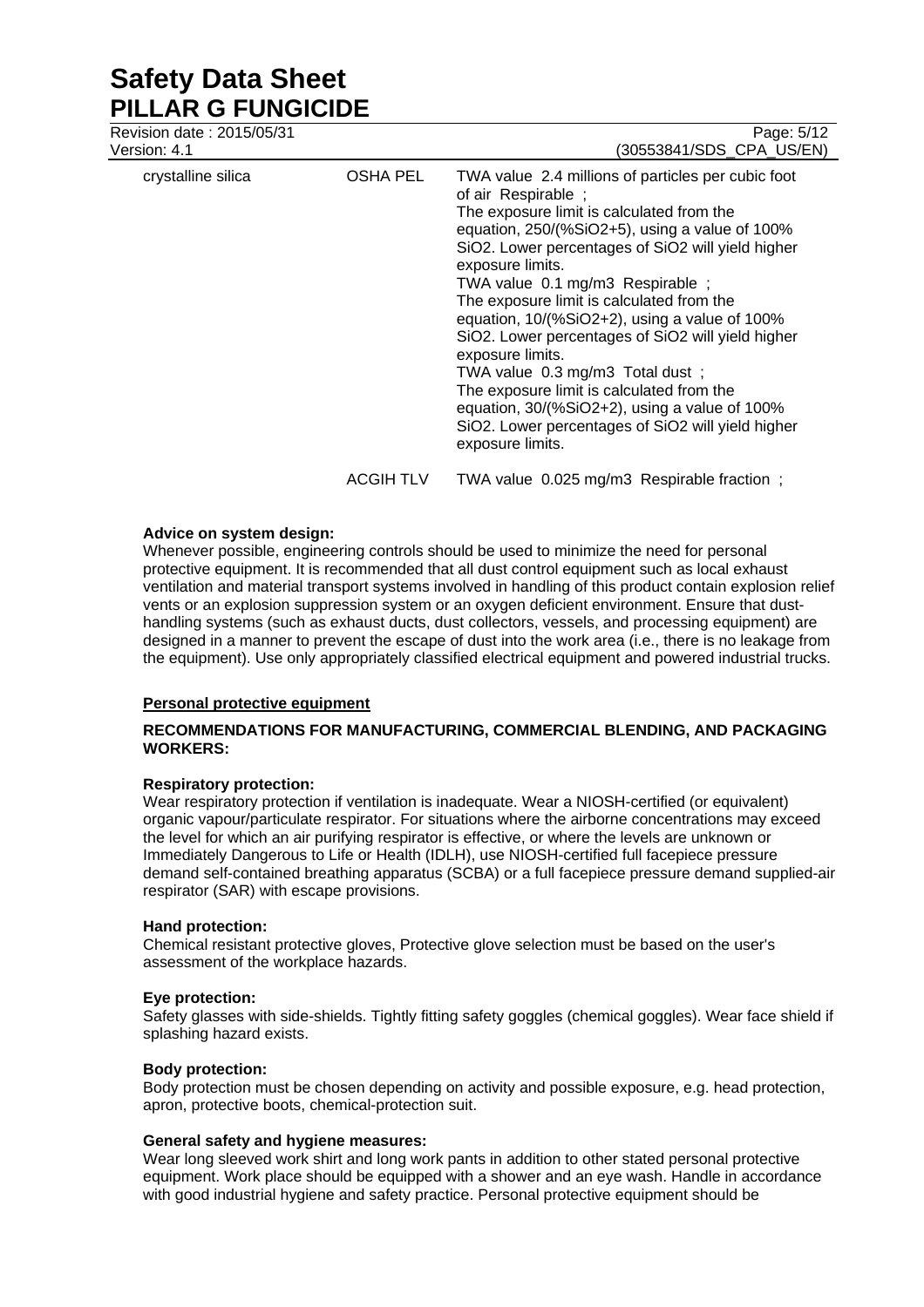| | | |
|---|---|---|
| crystalline silica | OSHA PEL | TWA value 2.4 millions of particles per cubic foot of air Respirable ;<br>The exposure limit is calculated from the equation, 250/(%$SiO_2$+5), using a value of 100% $SiO_2$. Lower percentages of $SiO_2$ will yield higher exposure limits.<br>TWA value 0.1 mg/m3 Respirable ;<br>The exposure limit is calculated from the equation, 10/(%$SiO_2$+2), using a value of 100% $SiO_2$. Lower percentages of $SiO_2$ will yield higher exposure limits.<br>TWA value 0.3 mg/m3 Total dust ;<br>The exposure limit is calculated from the equation, 30/(%$SiO_2$+2), using a value of 100% $SiO_2$. Lower percentages of $SiO_2$ will yield higher exposure limits. |
| | ACGIH TLV | TWA value 0.025 mg/m3 Respirable fraction ; |

**Advice on system design:**
Whenever possible, engineering controls should be used to minimize the need for personal protective equipment. It is recommended that all dust control equipment such as local exhaust ventilation and material transport systems involved in handling of this product contain explosion relief vents or an explosion suppression system or an oxygen deficient environment. Ensure that dust-handling systems (such as exhaust ducts, dust collectors, vessels, and processing equipment) are designed in a manner to prevent the escape of dust into the work area (i.e., there is no leakage from the equipment). Use only appropriately classified electrical equipment and powered industrial trucks.

**Personal protective equipment**

**RECOMMENDATIONS FOR MANUFACTURING, COMMERCIAL BLENDING, AND PACKAGING WORKERS:**

**Respiratory protection:**
Wear respiratory protection if ventilation is inadequate. Wear a NIOSH-certified (or equivalent) organic vapour/particulate respirator. For situations where the airborne concentrations may exceed the level for which an air purifying respirator is effective, or where the levels are unknown or Immediately Dangerous to Life or Health (IDLH), use NIOSH-certified full facepiece pressure demand self-contained breathing apparatus (SCBA) or a full facepiece pressure demand supplied-air respirator (SAR) with escape provisions.

**Hand protection:**
Chemical resistant protective gloves, Protective glove selection must be based on the user's assessment of the workplace hazards.

**Eye protection:**
Safety glasses with side-shields. Tightly fitting safety goggles (chemical goggles). Wear face shield if splashing hazard exists.

**Body protection:**
Body protection must be chosen depending on activity and possible exposure, e.g. head protection, apron, protective boots, chemical-protection suit.

**General safety and hygiene measures:**
Wear long sleeved work shirt and long work pants in addition to other stated personal protective equipment. Work place should be equipped with a shower and an eye wash. Handle in accordance with good industrial hygiene and safety practice. Personal protective equipment should be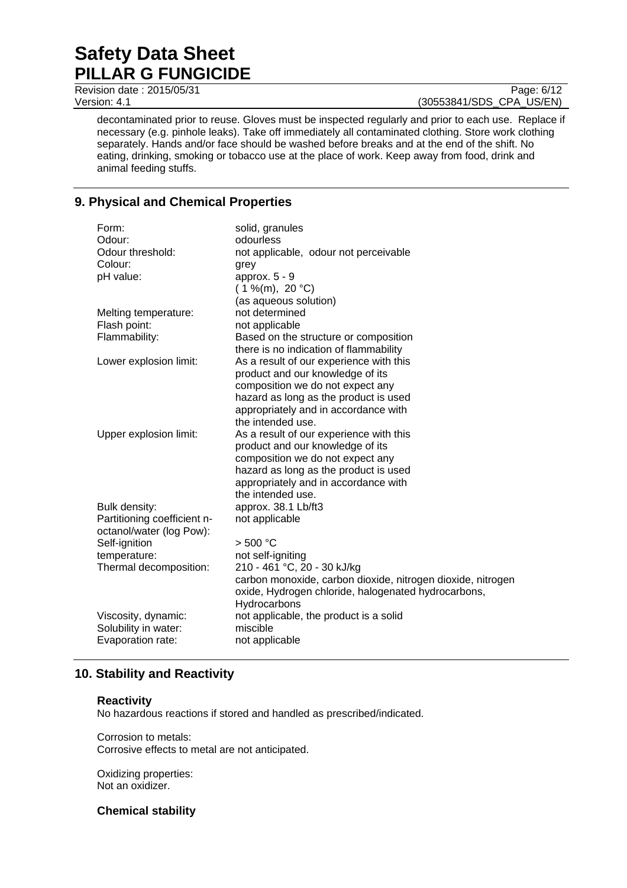decontaminated prior to reuse. Gloves must be inspected regularly and prior to each use. Replace if necessary (e.g. pinhole leaks). Take off immediately all contaminated clothing. Store work clothing separately. Hands and/or face should be washed before breaks and at the end of the shift. No eating, drinking, smoking or tobacco use at the place of work. Keep away from food, drink and animal feeding stuffs.

## 9. Physical and Chemical Properties

| | |
|---|---|
| Form: | solid, granules |
| Odour: | odourless |
| Odour threshold: | not applicable, odour not perceivable |
| Colour: | grey |
| pH value: | approx. 5 - 9<br>( 1 %(m), 20 °C)<br>(as aqueous solution) |
| Melting temperature: | not determined |
| Flash point: | not applicable |
| Flammability: | Based on the structure or composition there is no indication of flammability |
| Lower explosion limit: | As a result of our experience with this product and our knowledge of its composition we do not expect any hazard as long as the product is used appropriately and in accordance with the intended use. |
| Upper explosion limit: | As a result of our experience with this product and our knowledge of its composition we do not expect any hazard as long as the product is used appropriately and in accordance with the intended use. |
| Bulk density: | approx. 38.1 Lb/ft3 |
| Partitioning coefficient n-octanol/water (log Pow): | not applicable |
| Self-ignition temperature: | > 500 °C<br>not self-igniting |
| Thermal decomposition: | 210 - 461 °C, 20 - 30 kJ/kg<br>carbon monoxide, carbon dioxide, nitrogen dioxide, nitrogen oxide, Hydrogen chloride, halogenated hydrocarbons, Hydrocarbons |
| Viscosity, dynamic: | not applicable, the product is a solid |
| Solubility in water: | miscible |
| Evaporation rate: | not applicable |

## 10. Stability and Reactivity

### Reactivity

No hazardous reactions if stored and handled as prescribed/indicated.

Corrosion to metals:
Corrosive effects to metal are not anticipated.

Oxidizing properties:
Not an oxidizer.

### Chemical stability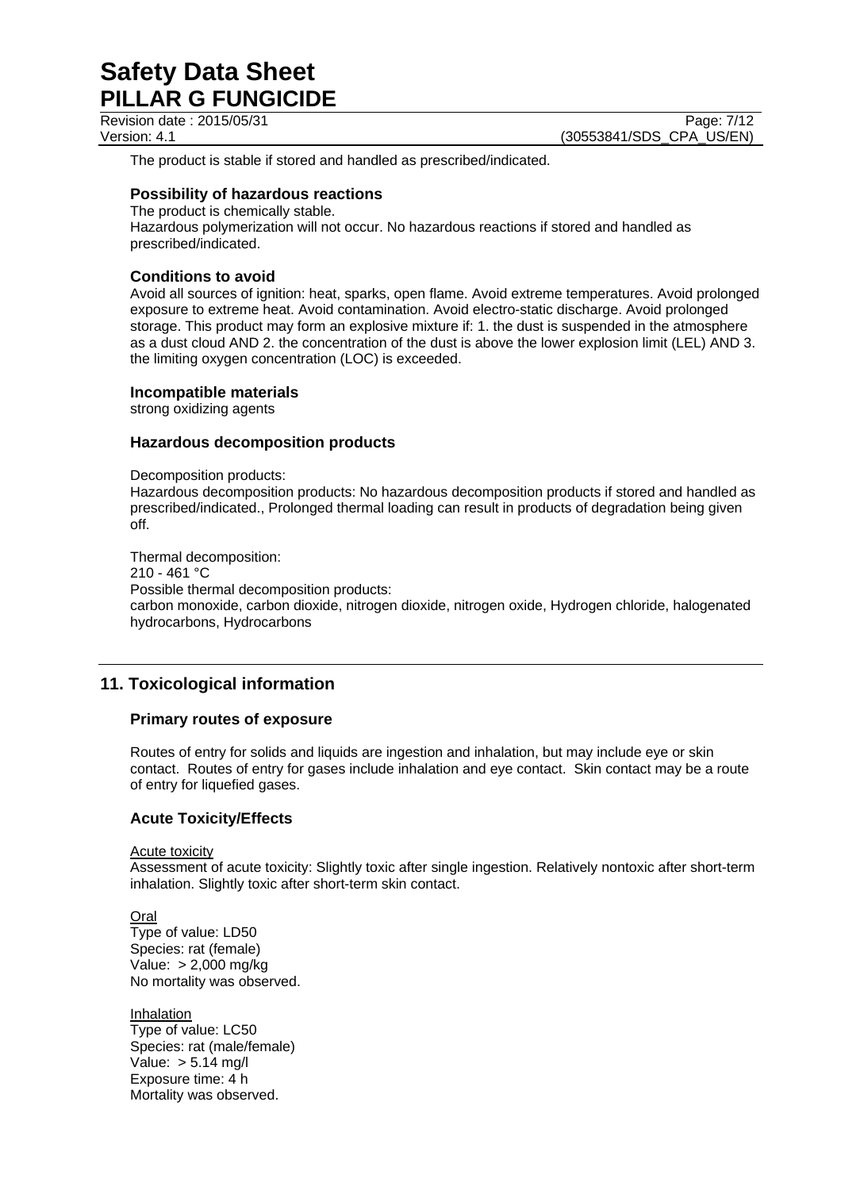The product is stable if stored and handled as prescribed/indicated.

### Possibility of hazardous reactions

The product is chemically stable.
Hazardous polymerization will not occur. No hazardous reactions if stored and handled as prescribed/indicated.

### Conditions to avoid

Avoid all sources of ignition: heat, sparks, open flame. Avoid extreme temperatures. Avoid prolonged exposure to extreme heat. Avoid contamination. Avoid electro-static discharge. Avoid prolonged storage. This product may form an explosive mixture if: 1. the dust is suspended in the atmosphere as a dust cloud AND 2. the concentration of the dust is above the lower explosion limit (LEL) AND 3. the limiting oxygen concentration (LOC) is exceeded.

### Incompatible materials

strong oxidizing agents

### Hazardous decomposition products

Decomposition products:
Hazardous decomposition products: No hazardous decomposition products if stored and handled as prescribed/indicated., Prolonged thermal loading can result in products of degradation being given off.

Thermal decomposition:
210 - 461 °C
Possible thermal decomposition products:
carbon monoxide, carbon dioxide, nitrogen dioxide, nitrogen oxide, Hydrogen chloride, halogenated hydrocarbons, Hydrocarbons

## 11. Toxicological information

### Primary routes of exposure

Routes of entry for solids and liquids are ingestion and inhalation, but may include eye or skin contact. Routes of entry for gases include inhalation and eye contact. Skin contact may be a route of entry for liquefied gases.

### Acute Toxicity/Effects

Acute toxicity
Assessment of acute toxicity: Slightly toxic after single ingestion. Relatively nontoxic after short-term inhalation. Slightly toxic after short-term skin contact.

Oral
Type of value: LD50
Species: rat (female)
Value: > 2,000 mg/kg
No mortality was observed.

Inhalation
Type of value: LC50
Species: rat (male/female)
Value: > 5.14 mg/l
Exposure time: 4 h
Mortality was observed.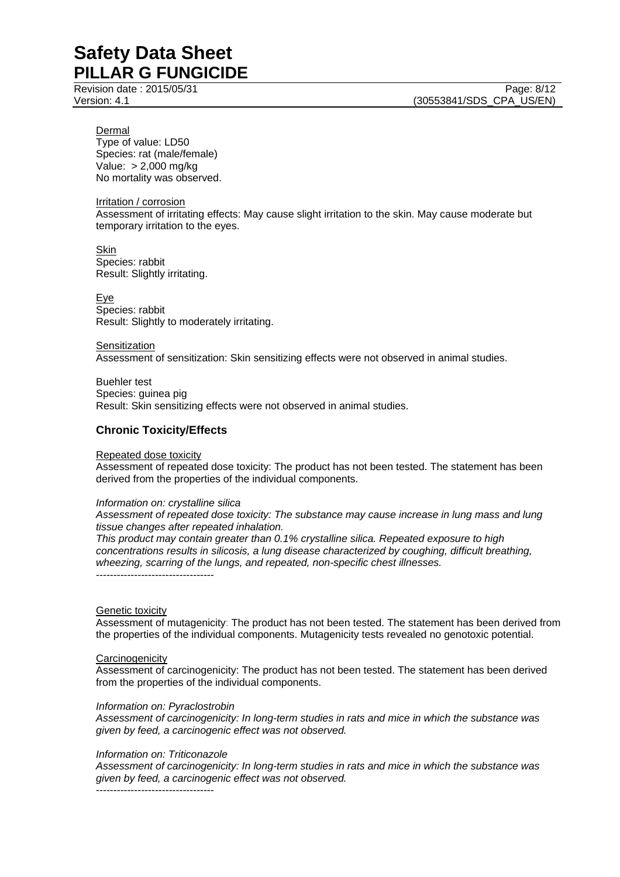Dermal
Type of value: LD50
Species: rat (male/female)
Value: > 2,000 mg/kg
No mortality was observed.

Irritation / corrosion
Assessment of irritating effects: May cause slight irritation to the skin. May cause moderate but temporary irritation to the eyes.

Skin
Species: rabbit
Result: Slightly irritating.

Eye
Species: rabbit
Result: Slightly to moderately irritating.

Sensitization
Assessment of sensitization: Skin sensitizing effects were not observed in animal studies.

Buehler test
Species: guinea pig
Result: Skin sensitizing effects were not observed in animal studies.

### Chronic Toxicity/Effects

Repeated dose toxicity
Assessment of repeated dose toxicity: The product has not been tested. The statement has been derived from the properties of the individual components.

*Information on: crystalline silica*
*Assessment of repeated dose toxicity: The substance may cause increase in lung mass and lung tissue changes after repeated inhalation.*
*This product may contain greater than 0.1% crystalline silica. Repeated exposure to high concentrations results in silicosis, a lung disease characterized by coughing, difficult breathing, wheezing, scarring of the lungs, and repeated, non-specific chest illnesses.*
----------------------------------

Genetic toxicity
Assessment of mutagenicity: The product has not been tested. The statement has been derived from the properties of the individual components. Mutagenicity tests revealed no genotoxic potential.

Carcinogenicity
Assessment of carcinogenicity: The product has not been tested. The statement has been derived from the properties of the individual components.

*Information on: Pyraclostrobin*
*Assessment of carcinogenicity: In long-term studies in rats and mice in which the substance was given by feed, a carcinogenic effect was not observed.*

*Information on: Triticonazole*
*Assessment of carcinogenicity: In long-term studies in rats and mice in which the substance was given by feed, a carcinogenic effect was not observed.*
----------------------------------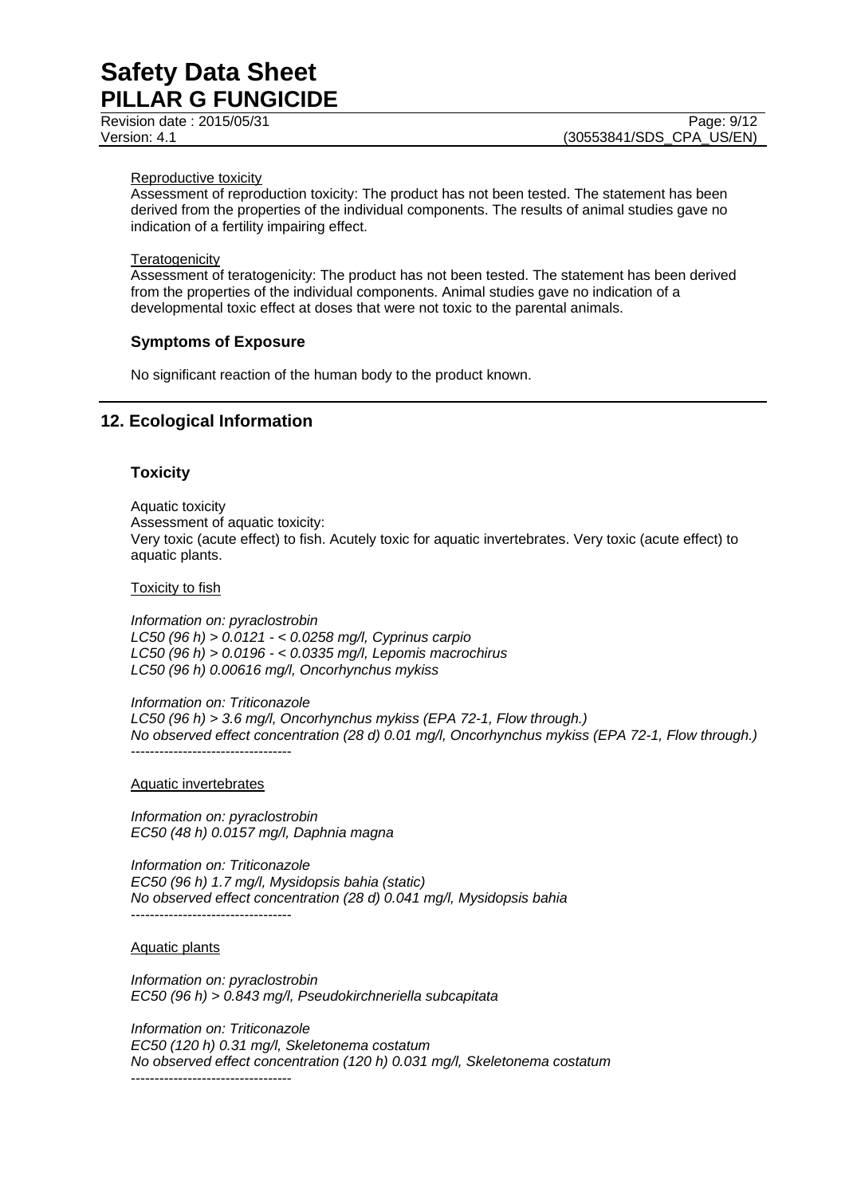Reproductive toxicity

Assessment of reproduction toxicity: The product has not been tested. The statement has been derived from the properties of the individual components. The results of animal studies gave no indication of a fertility impairing effect.

Teratogenicity

Assessment of teratogenicity: The product has not been tested. The statement has been derived from the properties of the individual components. Animal studies gave no indication of a developmental toxic effect at doses that were not toxic to the parental animals.

### Symptoms of Exposure

No significant reaction of the human body to the product known.

## 12. Ecological Information

### Toxicity

Aquatic toxicity
Assessment of aquatic toxicity:
Very toxic (acute effect) to fish. Acutely toxic for aquatic invertebrates. Very toxic (acute effect) to aquatic plants.

Toxicity to fish

*Information on: pyraclostrobin*
*LC50 (96 h) > 0.0121 - < 0.0258 mg/l, Cyprinus carpio*
*LC50 (96 h) > 0.0196 - < 0.0335 mg/l, Lepomis macrochirus*
*LC50 (96 h) 0.00616 mg/l, Oncorhynchus mykiss*

*Information on: Triticonazole*
*LC50 (96 h) > 3.6 mg/l, Oncorhynchus mykiss (EPA 72-1, Flow through.)*
*No observed effect concentration (28 d) 0.01 mg/l, Oncorhynchus mykiss (EPA 72-1, Flow through.)*
----------------------------------

Aquatic invertebrates

*Information on: pyraclostrobin*
*EC50 (48 h) 0.0157 mg/l, Daphnia magna*

*Information on: Triticonazole*
*EC50 (96 h) 1.7 mg/l, Mysidopsis bahia (static)*
*No observed effect concentration (28 d) 0.041 mg/l, Mysidopsis bahia*
----------------------------------

Aquatic plants

*Information on: pyraclostrobin*
*EC50 (96 h) > 0.843 mg/l, Pseudokirchneriella subcapitata*

*Information on: Triticonazole*
*EC50 (120 h) 0.31 mg/l, Skeletonema costatum*
*No observed effect concentration (120 h) 0.031 mg/l, Skeletonema costatum*
----------------------------------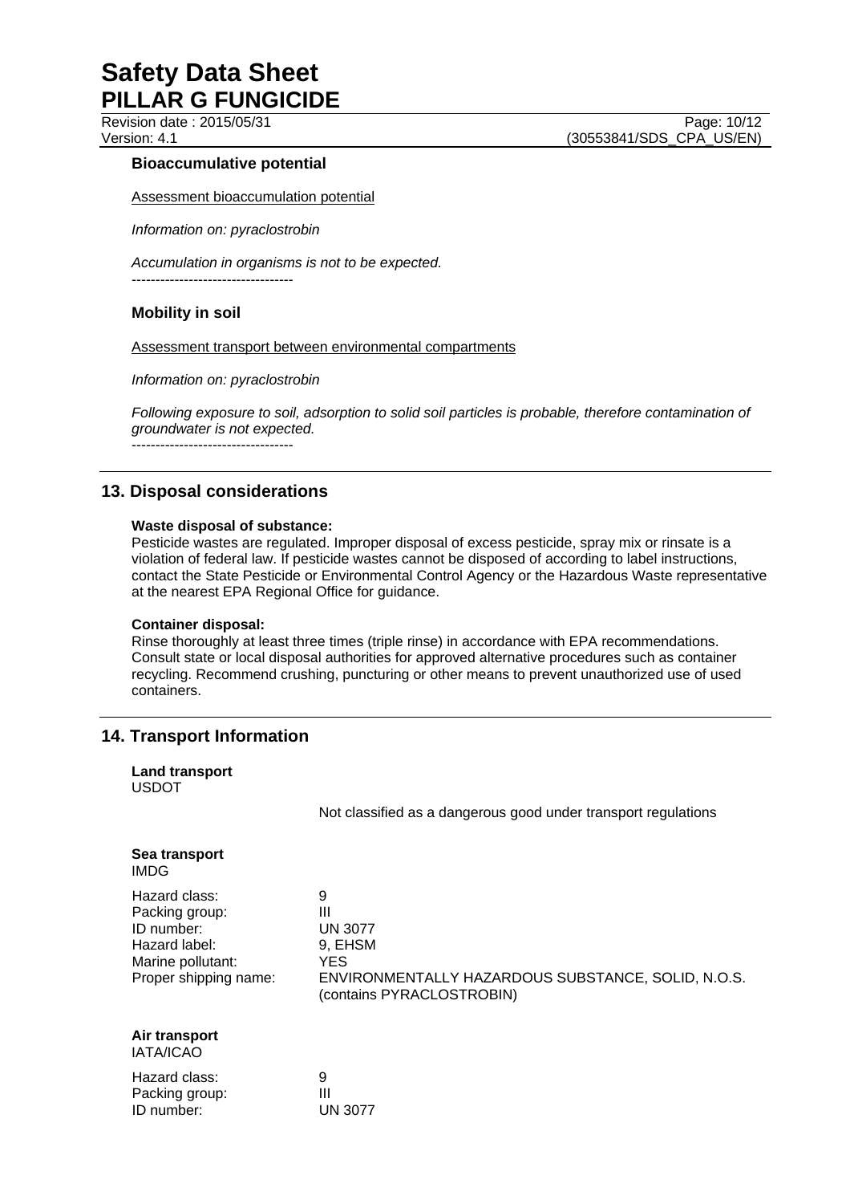#### Bioaccumulative potential

Assessment bioaccumulation potential

*Information on: pyraclostrobin*

*Accumulation in organisms is not to be expected.*

----------------------------------

#### Mobility in soil

Assessment transport between environmental compartments

*Information on: pyraclostrobin*

*Following exposure to soil, adsorption to solid soil particles is probable, therefore contamination of groundwater is not expected.*

----------------------------------

## 13. Disposal considerations

**Waste disposal of substance:**
Pesticide wastes are regulated. Improper disposal of excess pesticide, spray mix or rinsate is a violation of federal law. If pesticide wastes cannot be disposed of according to label instructions, contact the State Pesticide or Environmental Control Agency or the Hazardous Waste representative at the nearest EPA Regional Office for guidance.

**Container disposal:**
Rinse thoroughly at least three times (triple rinse) in accordance with EPA recommendations. Consult state or local disposal authorities for approved alternative procedures such as container recycling. Recommend crushing, puncturing or other means to prevent unauthorized use of used containers.

## 14. Transport Information

**Land transport**
USDOT

Not classified as a dangerous good under transport regulations

**Sea transport**
IMDG

| | |
|---|---|
| Hazard class: | 9 |
| Packing group: | III |
| ID number: | UN 3077 |
| Hazard label: | 9, EHSM |
| Marine pollutant: | YES |
| Proper shipping name: | ENVIRONMENTALLY HAZARDOUS SUBSTANCE, SOLID, N.O.S. (contains PYRACLOSTROBIN) |

**Air transport**
IATA/ICAO

| | |
|---|---|
| Hazard class: | 9 |
| Packing group: | III |
| ID number: | UN 3077 |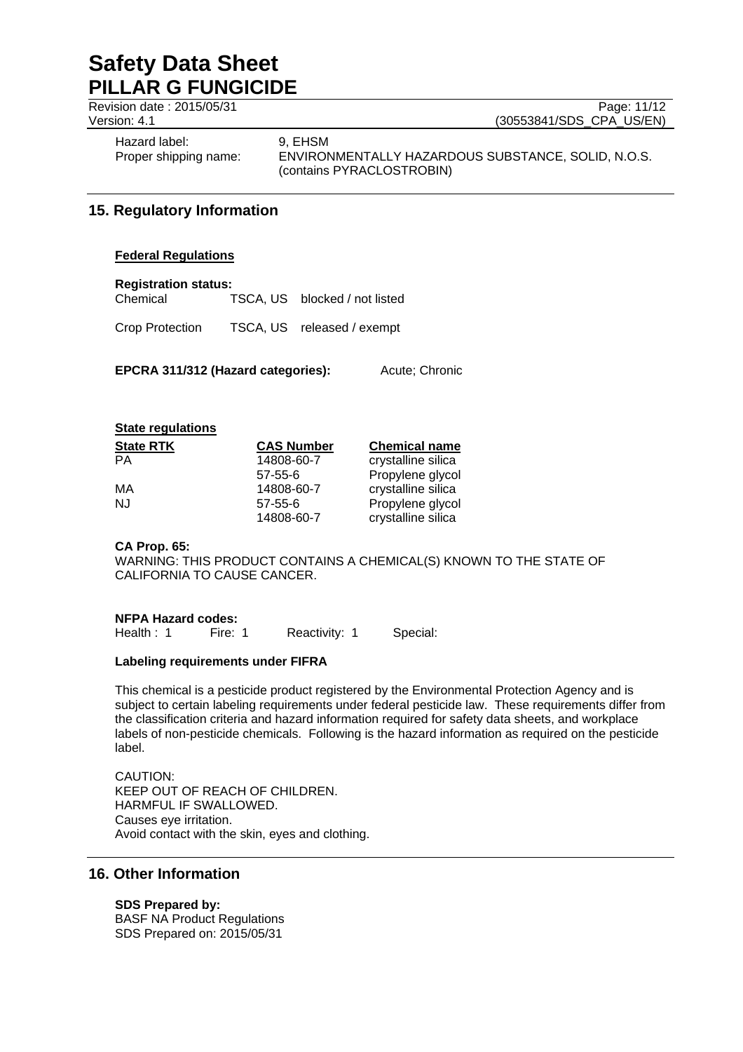Hazard label: 9, EHSM
Proper shipping name: ENVIRONMENTALLY HAZARDOUS SUBSTANCE, SOLID, N.O.S. (contains PYRACLOSTROBIN)

## 15. Regulatory Information

**Federal Regulations**

**Registration status:**

| | | |
|---|---|---|
| Chemical | TSCA, US | blocked / not listed |
| Crop Protection | TSCA, US | released / exempt |

**EPCRA 311/312 (Hazard categories):** Acute; Chronic

**State regulations**

| State RTK | CAS Number | Chemical name |
|---|---|---|
| PA | 14808-60-7 | crystalline silica |
| | 57-55-6 | Propylene glycol |
| MA | 14808-60-7 | crystalline silica |
| NJ | 57-55-6 | Propylene glycol |
| | 14808-60-7 | crystalline silica |

**CA Prop. 65:**
WARNING: THIS PRODUCT CONTAINS A CHEMICAL(S) KNOWN TO THE STATE OF CALIFORNIA TO CAUSE CANCER.

**NFPA Hazard codes:**
Health : 1 Fire: 1 Reactivity: 1 Special:

**Labeling requirements under FIFRA**

This chemical is a pesticide product registered by the Environmental Protection Agency and is subject to certain labeling requirements under federal pesticide law. These requirements differ from the classification criteria and hazard information required for safety data sheets, and workplace labels of non-pesticide chemicals. Following is the hazard information as required on the pesticide label.

CAUTION:
KEEP OUT OF REACH OF CHILDREN.
HARMFUL IF SWALLOWED.
Causes eye irritation.
Avoid contact with the skin, eyes and clothing.

## 16. Other Information

**SDS Prepared by:**
BASF NA Product Regulations
SDS Prepared on: 2015/05/31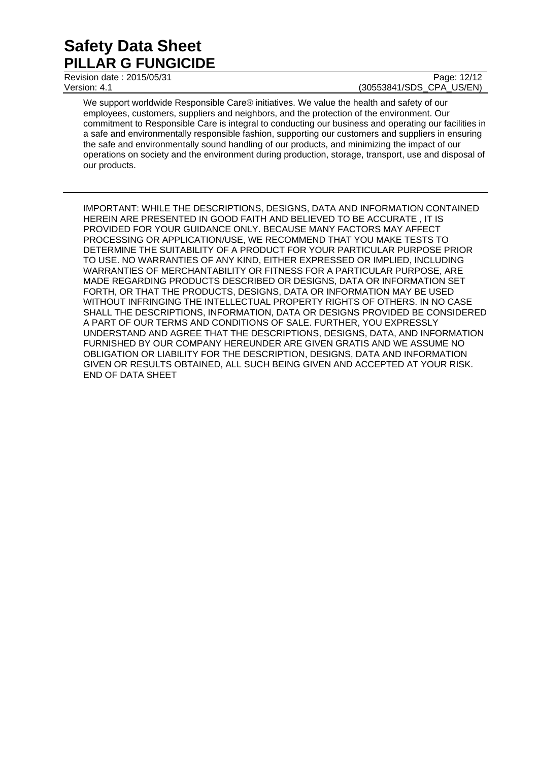We support worldwide Responsible Care® initiatives. We value the health and safety of our employees, customers, suppliers and neighbors, and the protection of the environment. Our commitment to Responsible Care is integral to conducting our business and operating our facilities in a safe and environmentally responsible fashion, supporting our customers and suppliers in ensuring the safe and environmentally sound handling of our products, and minimizing the impact of our operations on society and the environment during production, storage, transport, use and disposal of our products.

---

IMPORTANT: WHILE THE DESCRIPTIONS, DESIGNS, DATA AND INFORMATION CONTAINED HEREIN ARE PRESENTED IN GOOD FAITH AND BELIEVED TO BE ACCURATE , IT IS PROVIDED FOR YOUR GUIDANCE ONLY. BECAUSE MANY FACTORS MAY AFFECT PROCESSING OR APPLICATION/USE, WE RECOMMEND THAT YOU MAKE TESTS TO DETERMINE THE SUITABILITY OF A PRODUCT FOR YOUR PARTICULAR PURPOSE PRIOR TO USE. NO WARRANTIES OF ANY KIND, EITHER EXPRESSED OR IMPLIED, INCLUDING WARRANTIES OF MERCHANTABILITY OR FITNESS FOR A PARTICULAR PURPOSE, ARE MADE REGARDING PRODUCTS DESCRIBED OR DESIGNS, DATA OR INFORMATION SET FORTH, OR THAT THE PRODUCTS, DESIGNS, DATA OR INFORMATION MAY BE USED WITHOUT INFRINGING THE INTELLECTUAL PROPERTY RIGHTS OF OTHERS. IN NO CASE SHALL THE DESCRIPTIONS, INFORMATION, DATA OR DESIGNS PROVIDED BE CONSIDERED A PART OF OUR TERMS AND CONDITIONS OF SALE. FURTHER, YOU EXPRESSLY UNDERSTAND AND AGREE THAT THE DESCRIPTIONS, DESIGNS, DATA, AND INFORMATION FURNISHED BY OUR COMPANY HEREUNDER ARE GIVEN GRATIS AND WE ASSUME NO OBLIGATION OR LIABILITY FOR THE DESCRIPTION, DESIGNS, DATA AND INFORMATION GIVEN OR RESULTS OBTAINED, ALL SUCH BEING GIVEN AND ACCEPTED AT YOUR RISK.
END OF DATA SHEET